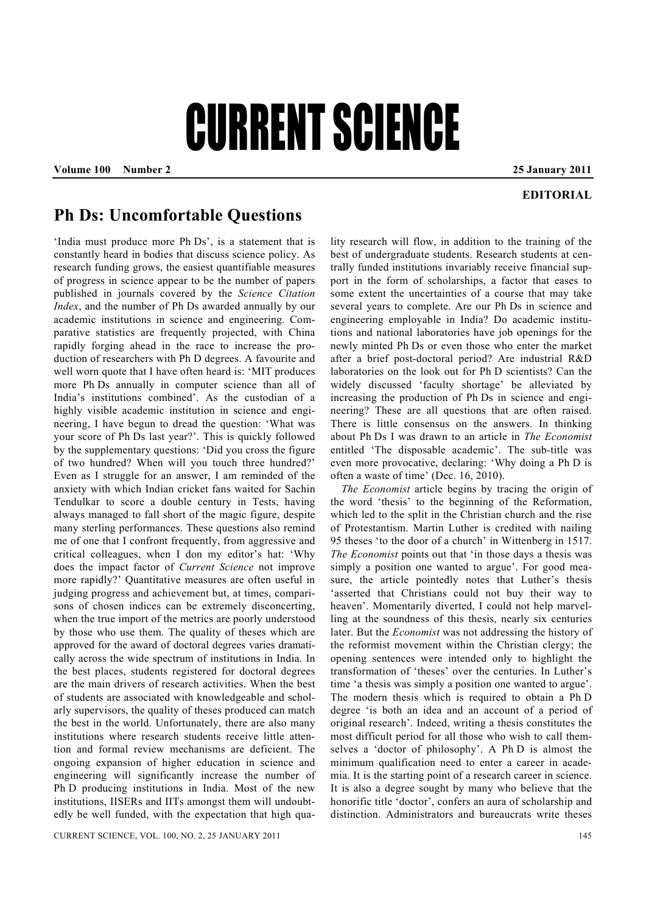# CURRENT SCIENCE

**EDITORIAL**

## Ph Ds: Uncomfortable Questions

'India must produce more Ph Ds', is a statement that is constantly heard in bodies that discuss science policy. As research funding grows, the easiest quantifiable measures of progress in science appear to be the number of papers published in journals covered by the *Science Citation Index*, and the number of Ph Ds awarded annually by our academic institutions in science and engineering. Comparative statistics are frequently projected, with China rapidly forging ahead in the race to increase the production of researchers with Ph D degrees. A favourite and well worn quote that I have often heard is: 'MIT produces more Ph Ds annually in computer science than all of India's institutions combined'. As the custodian of a highly visible academic institution in science and engineering, I have begun to dread the question: 'What was your score of Ph Ds last year?'. This is quickly followed by the supplementary questions: 'Did you cross the figure of two hundred? When will you touch three hundred?' Even as I struggle for an answer, I am reminded of the anxiety with which Indian cricket fans waited for Sachin Tendulkar to score a double century in Tests, having always managed to fall short of the magic figure, despite many sterling performances. These questions also remind me of one that I confront frequently, from aggressive and critical colleagues, when I don my editor's hat: 'Why does the impact factor of *Current Science* not improve more rapidly?' Quantitative measures are often useful in judging progress and achievement but, at times, comparisons of chosen indices can be extremely disconcerting, when the true import of the metrics are poorly understood by those who use them. The quality of theses which are approved for the award of doctoral degrees varies dramatically across the wide spectrum of institutions in India. In the best places, students registered for doctoral degrees are the main drivers of research activities. When the best of students are associated with knowledgeable and scholarly supervisors, the quality of theses produced can match the best in the world. Unfortunately, there are also many institutions where research students receive little attention and formal review mechanisms are deficient. The ongoing expansion of higher education in science and engineering will significantly increase the number of Ph D producing institutions in India. Most of the new institutions, IISERs and IITs amongst them will undoubtedly be well funded, with the expectation that high quality research will flow, in addition to the training of the best of undergraduate students. Research students at centrally funded institutions invariably receive financial support in the form of scholarships, a factor that eases to some extent the uncertainties of a course that may take several years to complete. Are our Ph Ds in science and engineering employable in India? Do academic institutions and national laboratories have job openings for the newly minted Ph Ds or even those who enter the market after a brief post-doctoral period? Are industrial R&D laboratories on the look out for Ph D scientists? Can the widely discussed 'faculty shortage' be alleviated by increasing the production of Ph Ds in science and engineering? These are all questions that are often raised. There is little consensus on the answers. In thinking about Ph Ds I was drawn to an article in *The Economist* entitled 'The disposable academic'. The sub-title was even more provocative, declaring: 'Why doing a Ph D is often a waste of time' (Dec. 16, 2010).

*The Economist* article begins by tracing the origin of the word 'thesis' to the beginning of the Reformation, which led to the split in the Christian church and the rise of Protestantism. Martin Luther is credited with nailing 95 theses 'to the door of a church' in Wittenberg in 1517. *The Economist* points out that 'in those days a thesis was simply a position one wanted to argue'. For good measure, the article pointedly notes that Luther's thesis 'asserted that Christians could not buy their way to heaven'. Momentarily diverted, I could not help marvelling at the soundness of this thesis, nearly six centuries later. But the *Economist* was not addressing the history of the reformist movement within the Christian clergy; the opening sentences were intended only to highlight the transformation of 'theses' over the centuries. In Luther's time 'a thesis was simply a position one wanted to argue'. The modern thesis which is required to obtain a Ph D degree 'is both an idea and an account of a period of original research'. Indeed, writing a thesis constitutes the most difficult period for all those who wish to call themselves a 'doctor of philosophy'. A Ph D is almost the minimum qualification need to enter a career in academia. It is the starting point of a research career in science. It is also a degree sought by many who believe that the honorific title 'doctor', confers an aura of scholarship and distinction. Administrators and bureaucrats write theses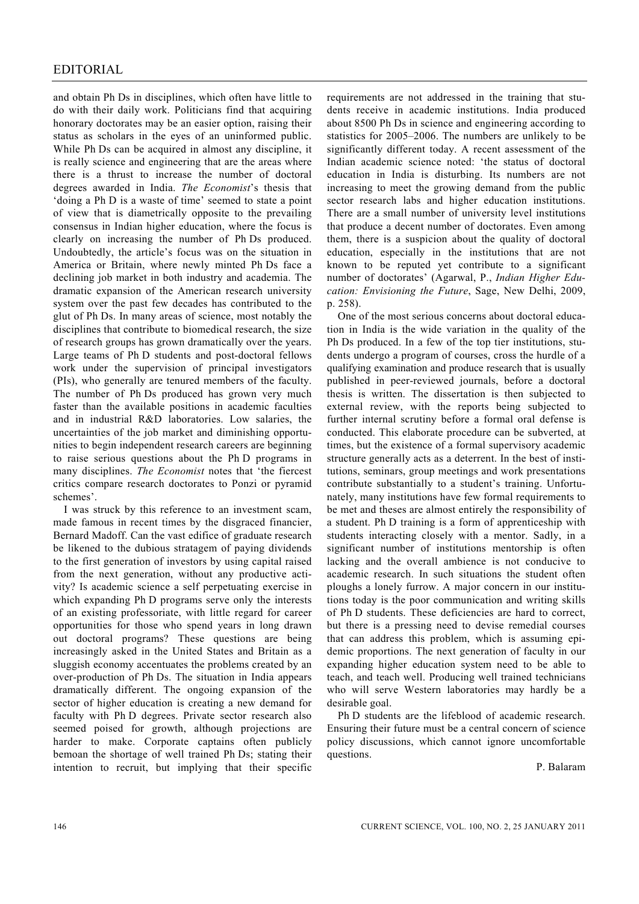and obtain Ph Ds in disciplines, which often have little to do with their daily work. Politicians find that acquiring honorary doctorates may be an easier option, raising their status as scholars in the eyes of an uninformed public. While Ph Ds can be acquired in almost any discipline, it is really science and engineering that are the areas where there is a thrust to increase the number of doctoral degrees awarded in India. *The Economist*'s thesis that 'doing a Ph D is a waste of time' seemed to state a point of view that is diametrically opposite to the prevailing consensus in Indian higher education, where the focus is clearly on increasing the number of Ph Ds produced. Undoubtedly, the article's focus was on the situation in America or Britain, where newly minted Ph Ds face a declining job market in both industry and academia. The dramatic expansion of the American research university system over the past few decades has contributed to the glut of Ph Ds. In many areas of science, most notably the disciplines that contribute to biomedical research, the size of research groups has grown dramatically over the years. Large teams of Ph D students and post-doctoral fellows work under the supervision of principal investigators (PIs), who generally are tenured members of the faculty. The number of Ph Ds produced has grown very much faster than the available positions in academic faculties and in industrial R&D laboratories. Low salaries, the uncertainties of the job market and diminishing opportunities to begin independent research careers are beginning to raise serious questions about the Ph D programs in many disciplines. *The Economist* notes that 'the fiercest critics compare research doctorates to Ponzi or pyramid schemes'.

I was struck by this reference to an investment scam, made famous in recent times by the disgraced financier, Bernard Madoff. Can the vast edifice of graduate research be likened to the dubious stratagem of paying dividends to the first generation of investors by using capital raised from the next generation, without any productive activity? Is academic science a self perpetuating exercise in which expanding Ph D programs serve only the interests of an existing professoriate, with little regard for career opportunities for those who spend years in long drawn out doctoral programs? These questions are being increasingly asked in the United States and Britain as a sluggish economy accentuates the problems created by an over-production of Ph Ds. The situation in India appears dramatically different. The ongoing expansion of the sector of higher education is creating a new demand for faculty with Ph D degrees. Private sector research also seemed poised for growth, although projections are harder to make. Corporate captains often publicly bemoan the shortage of well trained Ph Ds; stating their intention to recruit, but implying that their specific requirements are not addressed in the training that students receive in academic institutions. India produced about 8500 Ph Ds in science and engineering according to statistics for 2005–2006. The numbers are unlikely to be significantly different today. A recent assessment of the Indian academic science noted: 'the status of doctoral education in India is disturbing. Its numbers are not increasing to meet the growing demand from the public sector research labs and higher education institutions. There are a small number of university level institutions that produce a decent number of doctorates. Even among them, there is a suspicion about the quality of doctoral education, especially in the institutions that are not known to be reputed yet contribute to a significant number of doctorates' (Agarwal, P., *Indian Higher Education: Envisioning the Future*, Sage, New Delhi, 2009, p. 258).

One of the most serious concerns about doctoral education in India is the wide variation in the quality of the Ph Ds produced. In a few of the top tier institutions, students undergo a program of courses, cross the hurdle of a qualifying examination and produce research that is usually published in peer-reviewed journals, before a doctoral thesis is written. The dissertation is then subjected to external review, with the reports being subjected to further internal scrutiny before a formal oral defense is conducted. This elaborate procedure can be subverted, at times, but the existence of a formal supervisory academic structure generally acts as a deterrent. In the best of institutions, seminars, group meetings and work presentations contribute substantially to a student's training. Unfortunately, many institutions have few formal requirements to be met and theses are almost entirely the responsibility of a student. Ph D training is a form of apprenticeship with students interacting closely with a mentor. Sadly, in a significant number of institutions mentorship is often lacking and the overall ambience is not conducive to academic research. In such situations the student often ploughs a lonely furrow. A major concern in our institutions today is the poor communication and writing skills of Ph D students. These deficiencies are hard to correct, but there is a pressing need to devise remedial courses that can address this problem, which is assuming epidemic proportions. The next generation of faculty in our expanding higher education system need to be able to teach, and teach well. Producing well trained technicians who will serve Western laboratories may hardly be a desirable goal.

Ph D students are the lifeblood of academic research. Ensuring their future must be a central concern of science policy discussions, which cannot ignore uncomfortable questions.

P. Balaram